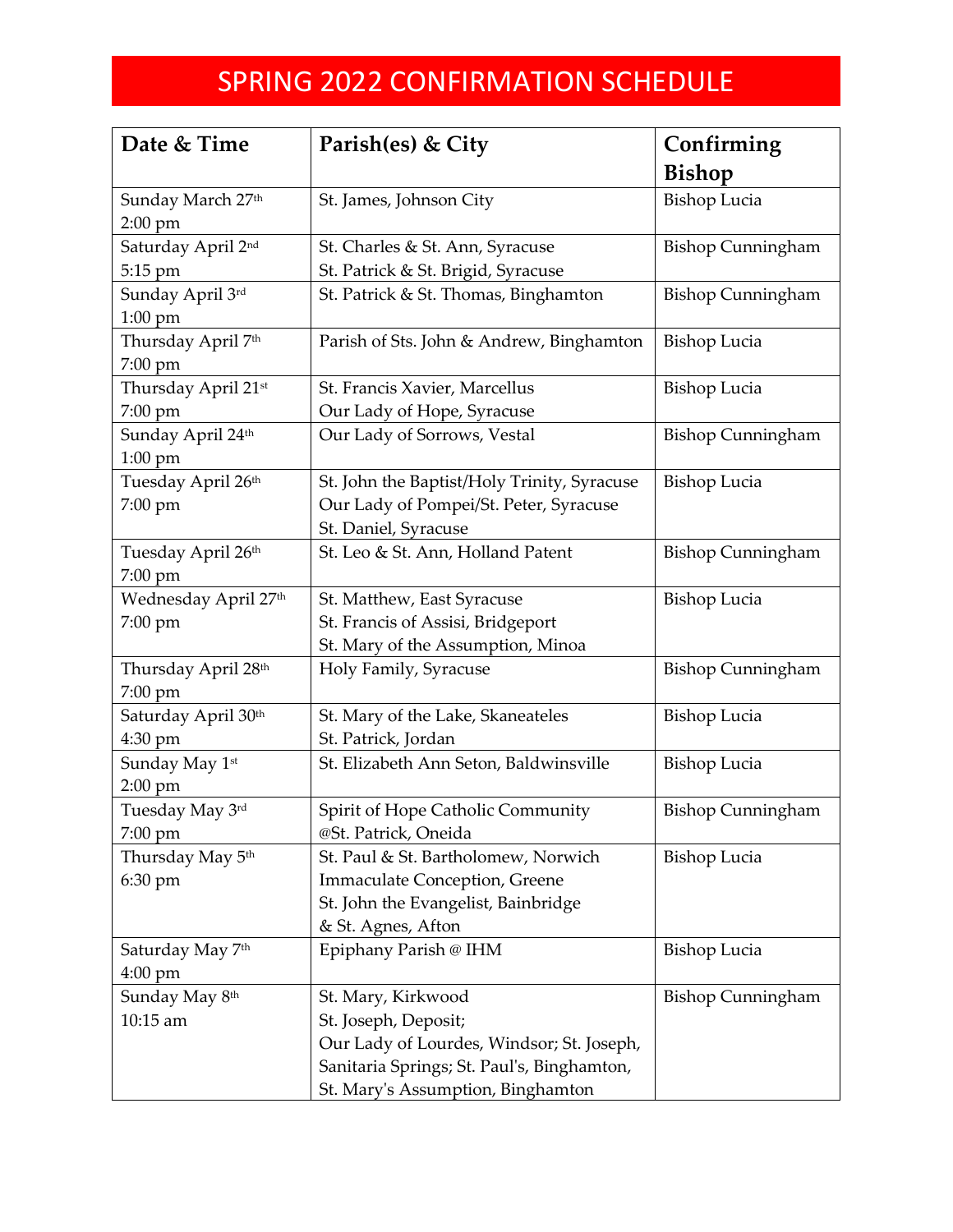# SPRING 2022 CONFIRMATION SCHEDULE

| Date & Time | Parish(es) & City | Confirming Bishop |
|---|---|---|
| Sunday March 27th<br>2:00 pm | St. James, Johnson City | Bishop Lucia |
| Saturday April 2nd<br>5:15 pm | St. Charles & St. Ann, Syracuse<br>St. Patrick & St. Brigid, Syracuse | Bishop Cunningham |
| Sunday April 3rd<br>1:00 pm | St. Patrick & St. Thomas, Binghamton | Bishop Cunningham |
| Thursday April 7th<br>7:00 pm | Parish of Sts. John & Andrew, Binghamton | Bishop Lucia |
| Thursday April 21st<br>7:00 pm | St. Francis Xavier, Marcellus<br>Our Lady of Hope, Syracuse | Bishop Lucia |
| Sunday April 24th<br>1:00 pm | Our Lady of Sorrows, Vestal | Bishop Cunningham |
| Tuesday April 26th<br>7:00 pm | St. John the Baptist/Holy Trinity, Syracuse<br>Our Lady of Pompei/St. Peter, Syracuse<br>St. Daniel, Syracuse | Bishop Lucia |
| Tuesday April 26th<br>7:00 pm | St. Leo & St. Ann, Holland Patent | Bishop Cunningham |
| Wednesday April 27th<br>7:00 pm | St. Matthew, East Syracuse<br>St. Francis of Assisi, Bridgeport<br>St. Mary of the Assumption, Minoa | Bishop Lucia |
| Thursday April 28th<br>7:00 pm | Holy Family, Syracuse | Bishop Cunningham |
| Saturday April 30th<br>4:30 pm | St. Mary of the Lake, Skaneateles<br>St. Patrick, Jordan | Bishop Lucia |
| Sunday May 1st<br>2:00 pm | St. Elizabeth Ann Seton, Baldwinsville | Bishop Lucia |
| Tuesday May 3rd<br>7:00 pm | Spirit of Hope Catholic Community<br>@St. Patrick, Oneida | Bishop Cunningham |
| Thursday May 5th<br>6:30 pm | St. Paul & St. Bartholomew, Norwich<br>Immaculate Conception, Greene<br>St. John the Evangelist, Bainbridge<br>& St. Agnes, Afton | Bishop Lucia |
| Saturday May 7th<br>4:00 pm | Epiphany Parish @ IHM | Bishop Lucia |
| Sunday May 8th<br>10:15 am | St. Mary, Kirkwood<br>St. Joseph, Deposit;<br>Our Lady of Lourdes, Windsor; St. Joseph, Sanitaria Springs; St. Paul's, Binghamton, St. Mary's Assumption, Binghamton | Bishop Cunningham |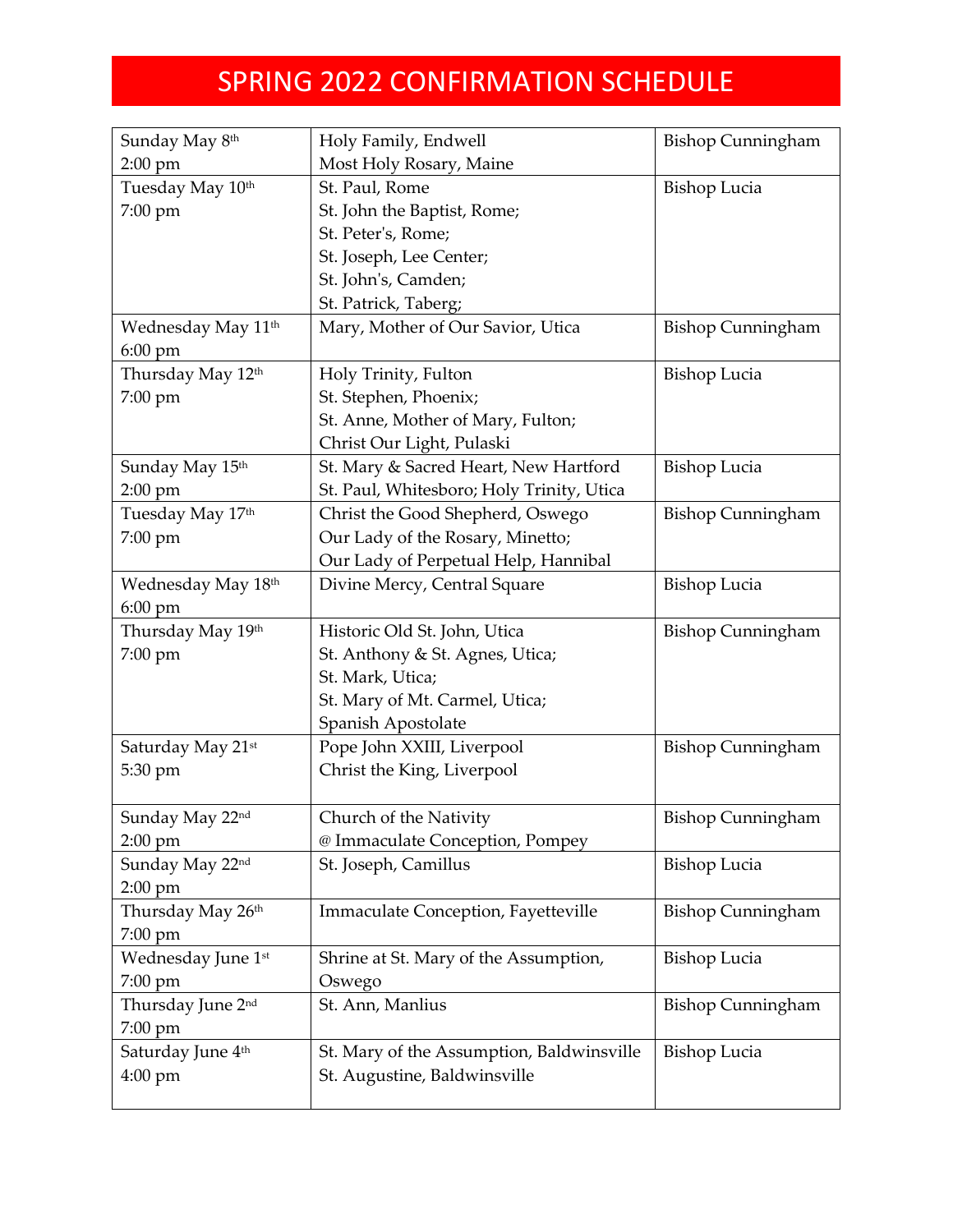# SPRING 2022 CONFIRMATION SCHEDULE

| Date / Time | Parishes | Bishop |
|---|---|---|
| Sunday May 8th<br>2:00 pm | Holy Family, Endwell<br>Most Holy Rosary, Maine | Bishop Cunningham |
| Tuesday May 10th<br>7:00 pm | St. Paul, Rome<br>St. John the Baptist, Rome;<br>St. Peter's, Rome;<br>St. Joseph, Lee Center;<br>St. John's, Camden;<br>St. Patrick, Taberg; | Bishop Lucia |
| Wednesday May 11th<br>6:00 pm | Mary, Mother of Our Savior, Utica | Bishop Cunningham |
| Thursday May 12th<br>7:00 pm | Holy Trinity, Fulton<br>St. Stephen, Phoenix;<br>St. Anne, Mother of Mary, Fulton;<br>Christ Our Light, Pulaski | Bishop Lucia |
| Sunday May 15th<br>2:00 pm | St. Mary & Sacred Heart, New Hartford<br>St. Paul, Whitesboro; Holy Trinity, Utica | Bishop Lucia |
| Tuesday May 17th<br>7:00 pm | Christ the Good Shepherd, Oswego<br>Our Lady of the Rosary, Minetto;<br>Our Lady of Perpetual Help, Hannibal | Bishop Cunningham |
| Wednesday May 18th<br>6:00 pm | Divine Mercy, Central Square | Bishop Lucia |
| Thursday May 19th<br>7:00 pm | Historic Old St. John, Utica<br>St. Anthony & St. Agnes, Utica;<br>St. Mark, Utica;<br>St. Mary of Mt. Carmel, Utica;<br>Spanish Apostolate | Bishop Cunningham |
| Saturday May 21st<br>5:30 pm | Pope John XXIII, Liverpool<br>Christ the King, Liverpool | Bishop Cunningham |
| Sunday May 22nd<br>2:00 pm | Church of the Nativity<br>@ Immaculate Conception, Pompey | Bishop Cunningham |
| Sunday May 22nd<br>2:00 pm | St. Joseph, Camillus | Bishop Lucia |
| Thursday May 26th<br>7:00 pm | Immaculate Conception, Fayetteville | Bishop Cunningham |
| Wednesday June 1st<br>7:00 pm | Shrine at St. Mary of the Assumption, Oswego | Bishop Lucia |
| Thursday June 2nd<br>7:00 pm | St. Ann, Manlius | Bishop Cunningham |
| Saturday June 4th<br>4:00 pm | St. Mary of the Assumption, Baldwinsville<br>St. Augustine, Baldwinsville | Bishop Lucia |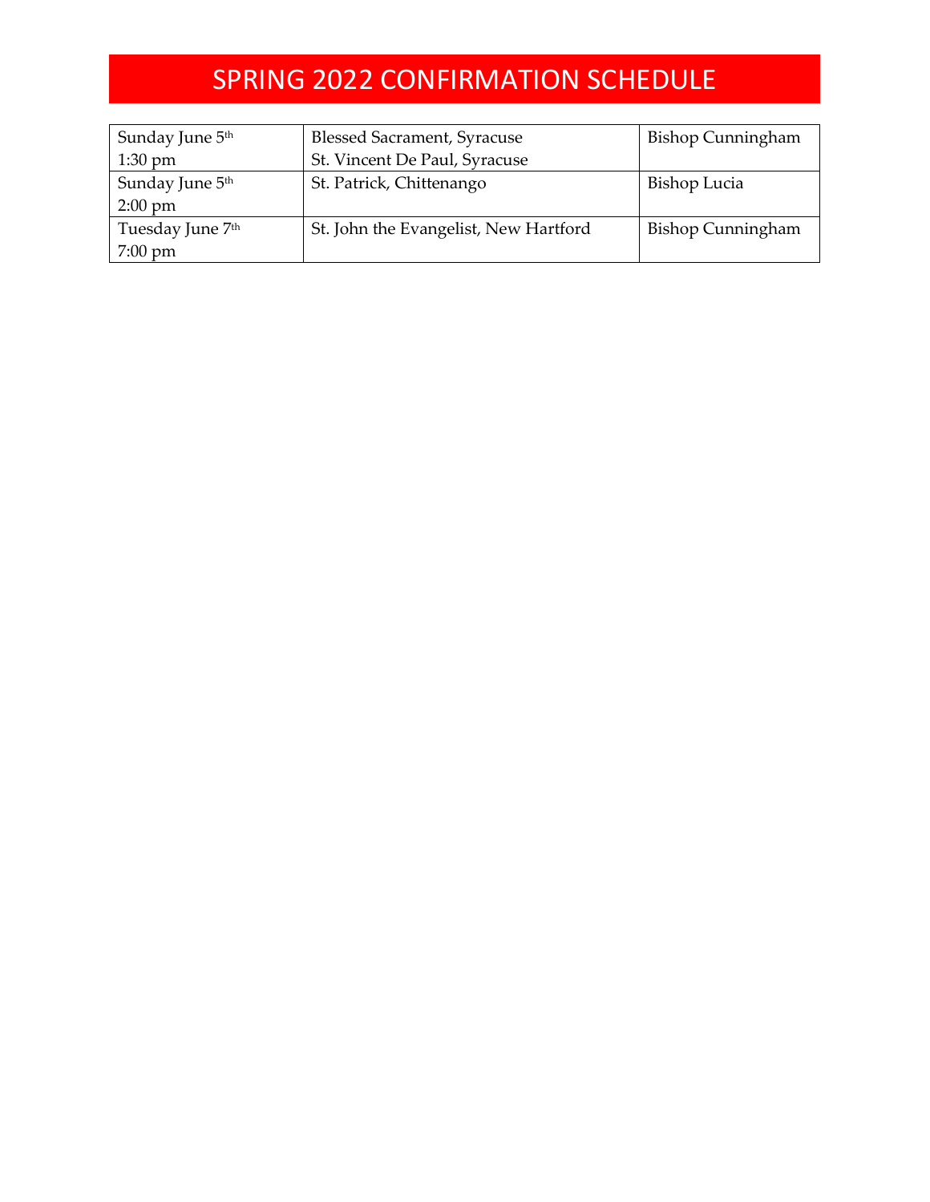# SPRING 2022 CONFIRMATION SCHEDULE

| | | |
|---|---|---|
| Sunday June 5th<br>1:30 pm | Blessed Sacrament, Syracuse<br>St. Vincent De Paul, Syracuse | Bishop Cunningham |
| Sunday June 5th<br>2:00 pm | St. Patrick, Chittenango | Bishop Lucia |
| Tuesday June 7th<br>7:00 pm | St. John the Evangelist, New Hartford | Bishop Cunningham |